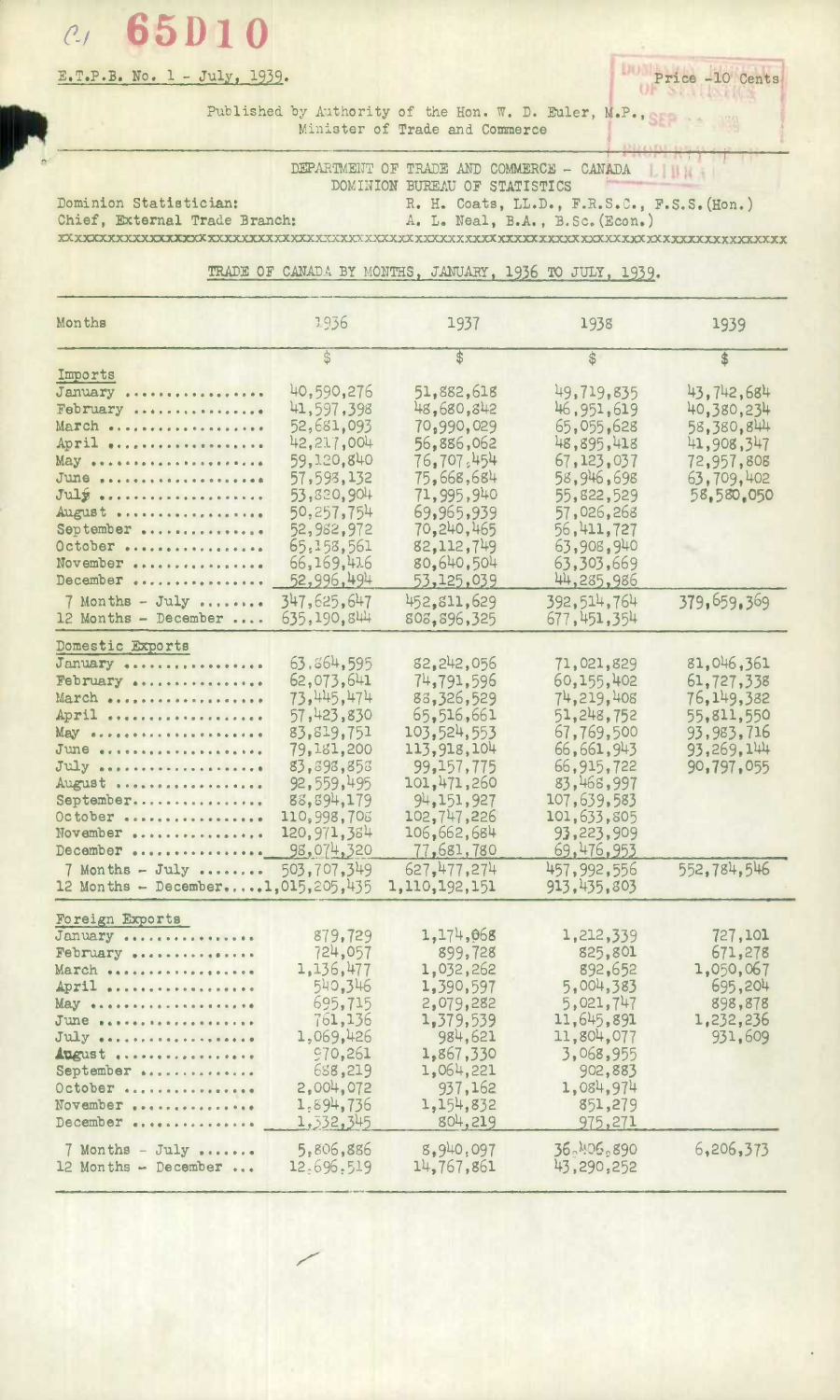C1 65D10

E.T.P.B. No. 1 - July, 1939.

Price -10 Cents

Published by Authority of the Hon. W. D. Euler, M.P., Minister of Trade and Commerce

DEPARTMENT OF TRADE AND COMMERCE - CANADA
DOMINION BUREAU OF STATISTICS

Dominion Statistician: R. H. Coats, LL.D., F.R.S.C., F.S.S.(Hon.)
Chief, External Trade Branch: A. L. Neal, B.A., B.Sc.(Econ.)

## TRADE OF CANADA BY MONTHS, JANUARY, 1936 TO JULY, 1939.

| Months | 1936 | 1937 | 1938 | 1939 |
|---|---|---|---|---|
| | $ | $ | $ | $ |
| **Imports** | | | | |
| January | 40,590,276 | 51,882,618 | 49,719,835 | 43,742,684 |
| February | 41,597,398 | 48,680,842 | 46,951,619 | 40,380,234 |
| March | 52,681,093 | 70,990,029 | 65,055,628 | 58,380,844 |
| April | 42,217,004 | 56,886,062 | 48,895,418 | 41,908,347 |
| May | 59,120,840 | 76,707,454 | 67,123,037 | 72,957,808 |
| June | 57,593,132 | 75,668,684 | 58,946,698 | 63,709,402 |
| July | 53,820,904 | 71,995,940 | 55,822,529 | 58,580,050 |
| August | 50,257,754 | 69,965,939 | 57,026,268 | |
| September | 52,982,972 | 70,240,465 | 56,411,727 | |
| October | 65,158,561 | 82,112,749 | 63,908,940 | |
| November | 66,169,416 | 80,640,504 | 63,303,669 | |
| December | 52,996,494 | 53,125,039 | 44,285,986 | |
| 7 Months - July | 347,625,647 | 452,811,629 | 392,514,764 | 379,659,369 |
| 12 Months - December | 635,190,844 | 808,896,325 | 677,451,354 | |
| **Domestic Exports** | | | | |
| January | 63,864,595 | 82,242,056 | 71,021,829 | 81,046,361 |
| February | 62,073,641 | 74,791,596 | 60,155,402 | 61,727,338 |
| March | 73,445,474 | 88,326,529 | 74,219,408 | 76,149,382 |
| April | 57,423,830 | 65,516,661 | 51,248,752 | 55,811,550 |
| May | 83,819,751 | 103,524,553 | 67,769,500 | 93,983,716 |
| June | 79,181,200 | 113,918,104 | 66,661,943 | 93,269,144 |
| July | 83,898,858 | 99,157,775 | 66,915,722 | 90,797,055 |
| August | 92,559,495 | 101,471,260 | 83,468,997 | |
| September | 88,894,179 | 94,151,927 | 107,639,583 | |
| October | 110,998,708 | 102,747,226 | 101,633,805 | |
| November | 120,971,384 | 106,662,684 | 93,223,909 | |
| December | 98,074,320 | 77,681,780 | 69,476,953 | |
| 7 Months - July | 503,707,349 | 627,477,274 | 457,992,556 | 552,784,546 |
| 12 Months - December | 1,015,205,435 | 1,110,192,151 | 913,435,803 | |
| **Foreign Exports** | | | | |
| January | 879,729 | 1,174,068 | 1,212,339 | 727,101 |
| February | 724,057 | 899,728 | 825,801 | 671,278 |
| March | 1,136,477 | 1,032,262 | 892,652 | 1,050,067 |
| April | 540,346 | 1,390,597 | 5,004,383 | 695,204 |
| May | 695,715 | 2,079,282 | 5,021,747 | 898,878 |
| June | 761,136 | 1,379,539 | 11,645,891 | 1,232,236 |
| July | 1,069,426 | 984,621 | 11,804,077 | 931,609 |
| August | 970,261 | 1,867,330 | 3,068,955 | |
| September | 688,219 | 1,064,221 | 902,883 | |
| October | 2,004,072 | 937,162 | 1,084,974 | |
| November | 1,894,736 | 1,154,832 | 851,279 | |
| December | 1,332,345 | 804,219 | 975,271 | |
| 7 Months - July | 5,806,886 | 8,940,097 | 36,406,890 | 6,206,373 |
| 12 Months - December | 12,696,519 | 14,767,861 | 43,290,252 | |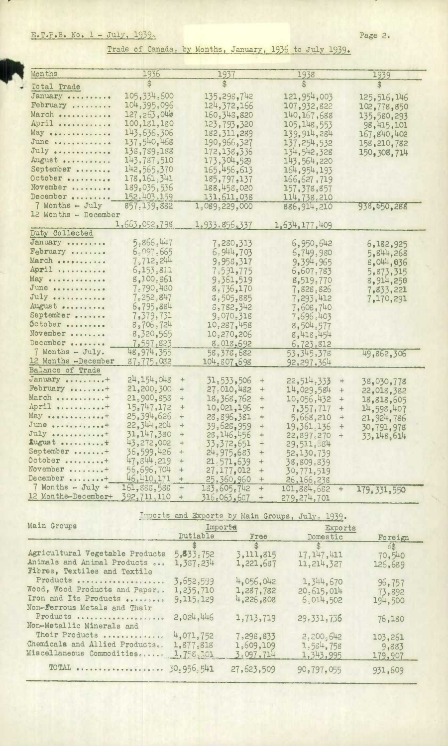## Trade of Canada, by Months, January, 1936 to July 1939.

| Months | 1936 | 1937 | 1938 | 1939 |
|---|---|---|---|---|
| **Total Trade** | $ | $ | $ | $ |
| January | 105,334,600 | 135,298,742 | 121,954,003 | 125,516,146 |
| February | 104,395,096 | 124,372,166 | 107,932,822 | 102,778,850 |
| March | 127,263,044 | 160,348,820 | 140,167,688 | 135,580,293 |
| April | 100,181,180 | 123,793,320 | 105,148,553 | 98,415,101 |
| May | 143,636,306 | 182,311,289 | 139,914,284 | 167,840,402 |
| June | 137,540,468 | 190,966,327 | 137,254,532 | 158,210,782 |
| July | 138,789,188 | 172,138,336 | 134,542,328 | 150,308,714 |
| August | 143,787,510 | 173,304,529 | 143,564,220 | |
| September | 142,565,370 | 165,456,613 | 164,954,193 | |
| October | 178,161,341 | 185,797,137 | 166,627,719 | |
| November | 189,035,536 | 188,458,020 | 157,378,857 | |
| December | 152,403,159 | 131,611,038 | 114,738,210 | |
| 7 Months - July | 857,139,882 | 1,089,229,000 | 886,914,210 | 938,650,288 |
| 12 Months - December | 1,663,092,798 | 1,933,856,337 | 1,634,177,409 | |
| **Duty Collected** | | | | |
| January | 5,866,447 | 7,280,313 | 6,950,642 | 6,182,925 |
| February | 6,097,665 | 6,944,703 | 6,749,980 | 5,844,268 |
| March | 7,712,244 | 9,958,317 | 9,394,965 | 8,044,036 |
| April | 6,153,811 | 7,591,775 | 6,607,783 | 5,873,315 |
| May | 8,100,861 | 9,361,519 | 8,519,770 | 8,914,258 |
| June | 7,790,430 | 8,736,170 | 7,828,826 | 7,833,221 |
| July | 7,252,847 | 8,505,885 | 7,293,412 | 7,170,291 |
| August | 6,795,884 | 8,782,342 | 7,608,740 | |
| September | 7,379,731 | 9,070,318 | 7,696,403 | |
| October | 8,706,724 | 10,287,458 | 8,504,577 | |
| November | 8,320,565 | 10,270,206 | 8,418,454 | |
| December | 7,597,823 | 8,018,692 | 6,723,812 | |
| 7 Months - July. | 48,974,355 | 58,378,682 | 53,345,378 | 49,862,306 |
| 12 Months - December | 87,775,082 | 104,807,698 | 92,297,364 | |
| **Balance of Trade** | | | | |
| January + | 24,154,048 + | 31,533,506 + | 22,514,333 + | 38,030,778 |
| February + | 21,200,300 + | 27,010,482 + | 14,029,584 + | 22,018,382 |
| March + | 21,900,858 + | 18,368,762 + | 10,056,432 + | 18,818,605 |
| April + | 15,747,172 + | 10,021,196 + | 7,357,717 + | 14,598,407 |
| May + | 25,394,626 + | 28,896,381 + | 5,668,210 + | 21,924,786 |
| June + | 22,344,204 + | 39,628,959 + | 19,361,136 + | 30,791,978 |
| July + | 31,147,380 + | 28,146,456 + | 22,897,270 + | 33,148,614 |
| August + | 43,272,002 + | 33,372,651 + | 29,511,884 | |
| September + | 36,599,426 + | 24,975,683 + | 52,130,739 | |
| October + | 47,844,219 + | 21,571,639 + | 38,809,839 | |
| November + | 56,696,704 + | 27,177,012 + | 30,771,519 | |
| December + | 46,410,171 + | 25,360,960 + | 26,166,238 | |
| 7 Months - July + | 161,888,588 + | 183,605,742 + | 101,884,682 + | 179,331,550 |
| 12 Months-December+ | 392,711,110 + | 316,063,687 + | 279,274,701 | |

## Imports and Exports by Main Groups, July, 1939.

| Main Groups | Imports | | Exports | |
|---|---|---|---|---|
| | Dutiable | Free | Domestic | Foreign |
| | $ | $ | $ | $ |
| Agricultural Vegetable Products | 5,833,752 | 3,111,815 | 17,147,411 | 70,540 |
| Animals and Animal Products | 1,387,234 | 1,221,687 | 11,214,327 | 126,689 |
| Fibres, Textiles and Textile Products | 3,652,599 | 4,056,042 | 1,344,670 | 96,757 |
| Wood, Wood Products and Paper | 1,235,710 | 1,287,782 | 20,615,014 | 73,892 |
| Iron and Its Products | 9,115,129 | 4,226,808 | 6,014,502 | 194,500 |
| Non-Ferrous Metals and Their Products | 2,024,446 | 1,713,719 | 29,331,736 | 76,180 |
| Non-Metallic Minerals and Their Products | 4,071,752 | 7,298,833 | 2,200,642 | 103,261 |
| Chemicals and Allied Products | 1,877,818 | 1,609,109 | 1,584,758 | 9,883 |
| Miscellaneous Commodities | 1,758,101 | 3,097,714 | 1,343,995 | 179,907 |
| TOTAL | 30,956,541 | 27,623,509 | 90,797,055 | 931,609 |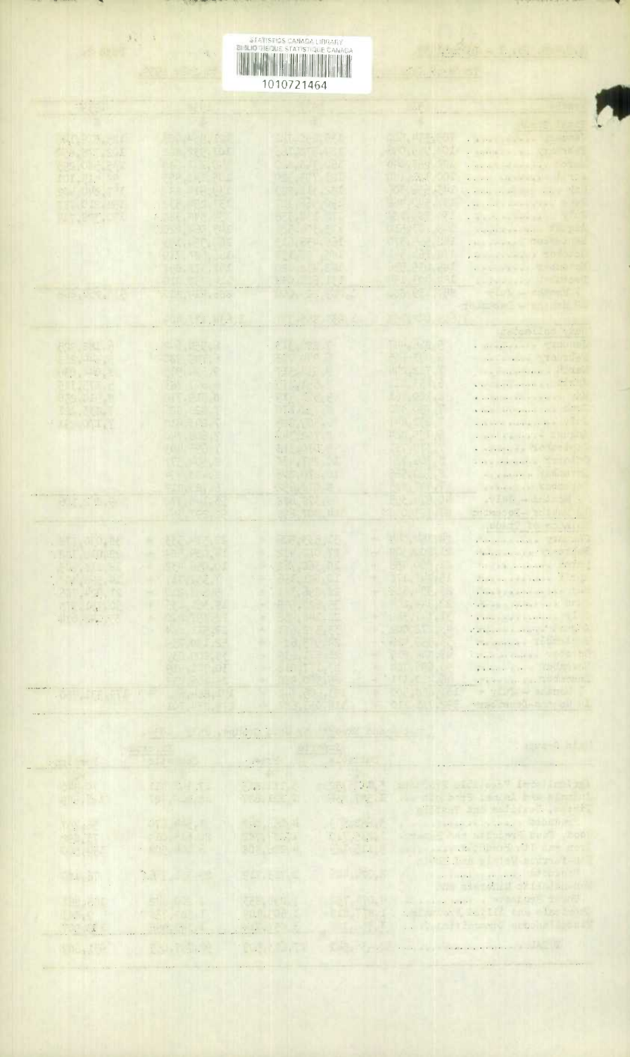STATISTICS CANADA LIBRARY
BIBLIOTHEQUE STATISTIQUE CANADA

1010721464